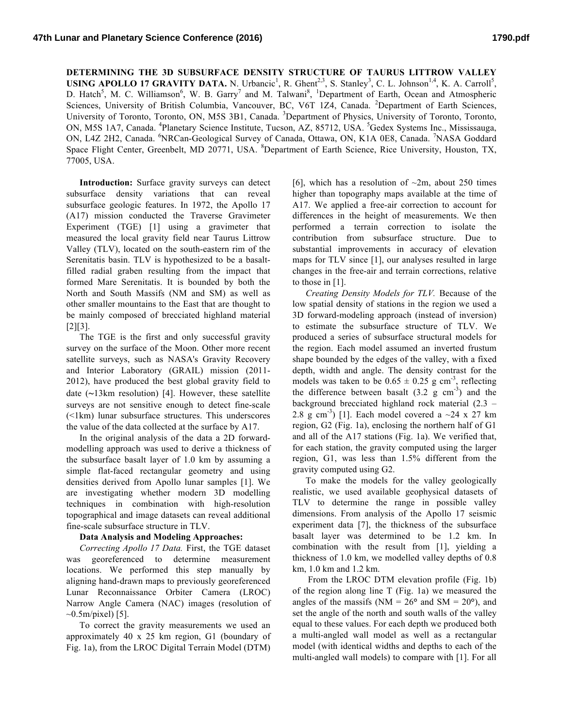# DETERMINING THE 3D SUBSURFACE DENSITY STRUCTURE OF TAURUS LITTROW VALLEY USING APOLLO 17 GRAVITY DATA.

N. Urbancic[1], R. Ghent[2,3], S. Stanley[3], C. L. Johnson[1,4], K. A. Carroll[5], D. Hatch[5], M. C. Williamson[6], W. B. Garry[7] and M. Talwani[8], [1]Department of Earth, Ocean and Atmospheric Sciences, University of British Columbia, Vancouver, BC, V6T 1Z4, Canada. [2]Department of Earth Sciences, University of Toronto, Toronto, ON, M5S 3B1, Canada. [3]Department of Physics, University of Toronto, Toronto, ON, M5S 1A7, Canada. [4]Planetary Science Institute, Tucson, AZ, 85712, USA. [5]Gedex Systems Inc., Mississauga, ON, L4Z 2H2, Canada. [6]NRCan-Geological Survey of Canada, Ottawa, ON, K1A 0E8, Canada. [7]NASA Goddard Space Flight Center, Greenbelt, MD 20771, USA. [8]Department of Earth Science, Rice University, Houston, TX, 77005, USA.

**Introduction:** Surface gravity surveys can detect subsurface density variations that can reveal subsurface geologic features. In 1972, the Apollo 17 (A17) mission conducted the Traverse Gravimeter Experiment (TGE) [1] using a gravimeter that measured the local gravity field near Taurus Littrow Valley (TLV), located on the south-eastern rim of the Serenitatis basin. TLV is hypothesized to be a basalt-filled radial graben resulting from the impact that formed Mare Serenitatis. It is bounded by both the North and South Massifs (NM and SM) as well as other smaller mountains to the East that are thought to be mainly composed of brecciated highland material [2][3].

The TGE is the first and only successful gravity survey on the surface of the Moon. Other more recent satellite surveys, such as NASA's Gravity Recovery and Interior Laboratory (GRAIL) mission (2011-2012), have produced the best global gravity field to date (~13km resolution) [4]. However, these satellite surveys are not sensitive enough to detect fine-scale (<1km) lunar subsurface structures. This underscores the value of the data collected at the surface by A17.

In the original analysis of the data a 2D forward-modelling approach was used to derive a thickness of the subsurface basalt layer of 1.0 km by assuming a simple flat-faced rectangular geometry and using densities derived from Apollo lunar samples [1]. We are investigating whether modern 3D modelling techniques in combination with high-resolution topographical and image datasets can reveal additional fine-scale subsurface structure in TLV.

**Data Analysis and Modeling Approaches:**

*Correcting Apollo 17 Data.* First, the TGE dataset was georeferenced to determine measurement locations. We performed this step manually by aligning hand-drawn maps to previously georeferenced Lunar Reconnaissance Orbiter Camera (LROC) Narrow Angle Camera (NAC) images (resolution of ~0.5m/pixel) [5].

To correct the gravity measurements we used an approximately 40 x 25 km region, G1 (boundary of Fig. 1a), from the LROC Digital Terrain Model (DTM) [6], which has a resolution of ~2m, about 250 times higher than topography maps available at the time of A17. We applied a free-air correction to account for differences in the height of measurements. We then performed a terrain correction to isolate the contribution from subsurface structure. Due to substantial improvements in accuracy of elevation maps for TLV since [1], our analyses resulted in large changes in the free-air and terrain corrections, relative to those in [1].

*Creating Density Models for TLV.* Because of the low spatial density of stations in the region we used a 3D forward-modeling approach (instead of inversion) to estimate the subsurface structure of TLV. We produced a series of subsurface structural models for the region. Each model assumed an inverted frustum shape bounded by the edges of the valley, with a fixed depth, width and angle. The density contrast for the models was taken to be $0.65 \pm 0.25$ g cm$^{-3}$, reflecting the difference between basalt (3.2 g cm$^{-3}$) and the background brecciated highland rock material (2.3 – 2.8 g cm$^{-3}$) [1]. Each model covered a ~24 x 27 km region, G2 (Fig. 1a), enclosing the northern half of G1 and all of the A17 stations (Fig. 1a). We verified that, for each station, the gravity computed using the larger region, G1, was less than 1.5% different from the gravity computed using G2.

To make the models for the valley geologically realistic, we used available geophysical datasets of TLV to determine the range in possible valley dimensions. From analysis of the Apollo 17 seismic experiment data [7], the thickness of the subsurface basalt layer was determined to be 1.2 km. In combination with the result from [1], yielding a thickness of 1.0 km, we modelled valley depths of 0.8 km, 1.0 km and 1.2 km.

From the LROC DTM elevation profile (Fig. 1b) of the region along line T (Fig. 1a) we measured the angles of the massifs (NM = 26° and SM = 20°), and set the angle of the north and south walls of the valley equal to these values. For each depth we produced both a multi-angled wall model as well as a rectangular model (with identical widths and depths to each of the multi-angled wall models) to compare with [1]. For all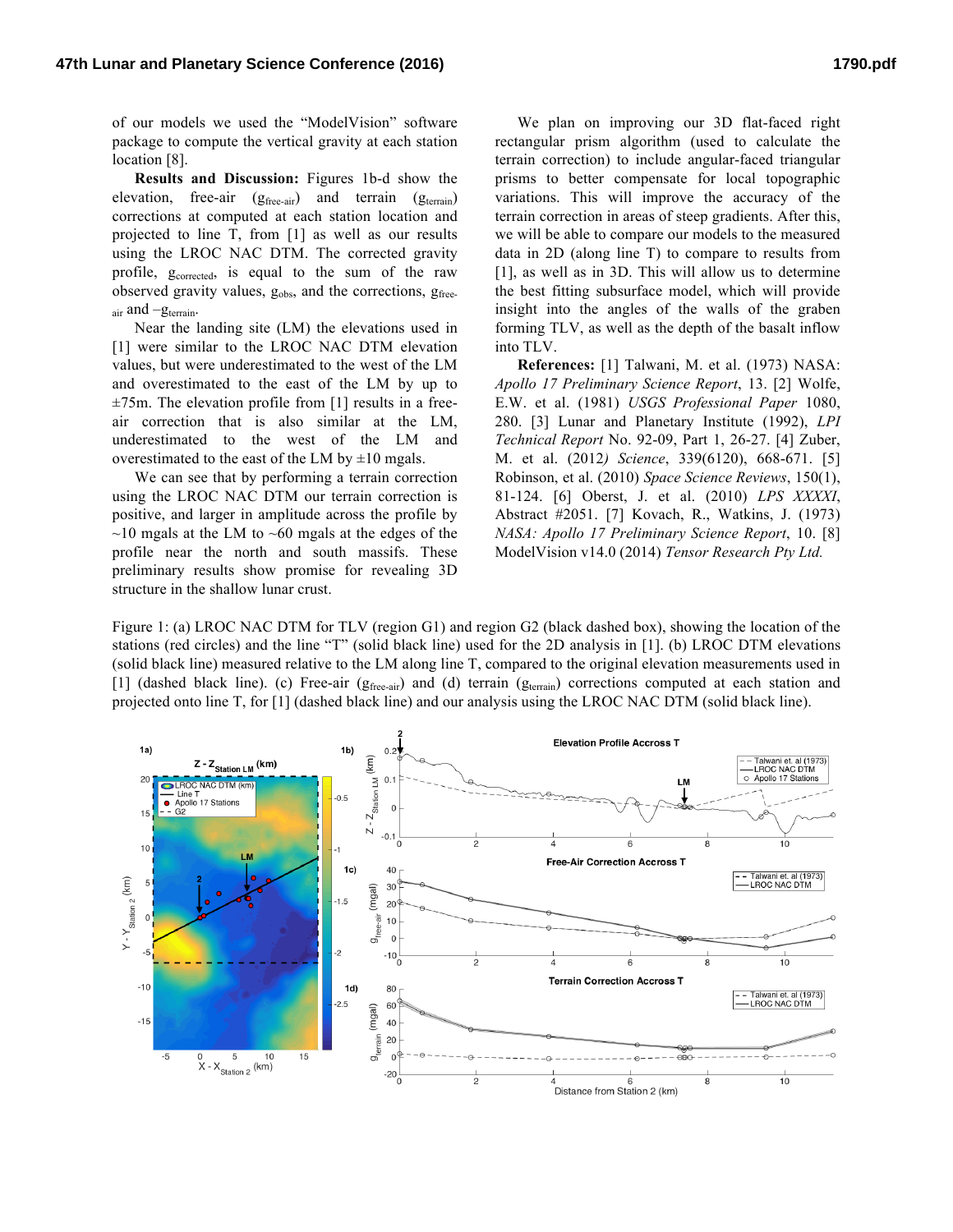of our models we used the "ModelVision" software package to compute the vertical gravity at each station location [8].

**Results and Discussion:** Figures 1b-d show the elevation, free-air ($g_{free\text{-}air}$) and terrain ($g_{terrain}$) corrections at computed at each station location and projected to line T, from [1] as well as our results using the LROC NAC DTM. The corrected gravity profile, $g_{corrected}$, is equal to the sum of the raw observed gravity values, $g_{obs}$, and the corrections, $g_{free\text{-}air}$ and $-g_{terrain}$.

Near the landing site (LM) the elevations used in [1] were similar to the LROC NAC DTM elevation values, but were underestimated to the west of the LM and overestimated to the east of the LM by up to ±75m. The elevation profile from [1] results in a free-air correction that is also similar at the LM, underestimated to the west of the LM and overestimated to the east of the LM by ±10 mgals.

We can see that by performing a terrain correction using the LROC NAC DTM our terrain correction is positive, and larger in amplitude across the profile by ~10 mgals at the LM to ~60 mgals at the edges of the profile near the north and south massifs. These preliminary results show promise for revealing 3D structure in the shallow lunar crust.

We plan on improving our 3D flat-faced right rectangular prism algorithm (used to calculate the terrain correction) to include angular-faced triangular prisms to better compensate for local topographic variations. This will improve the accuracy of the terrain correction in areas of steep gradients. After this, we will be able to compare our models to the measured data in 2D (along line T) to compare to results from [1], as well as in 3D. This will allow us to determine the best fitting subsurface model, which will provide insight into the angles of the walls of the graben forming TLV, as well as the depth of the basalt inflow into TLV.

**References:** [1] Talwani, M. et al. (1973) NASA: *Apollo 17 Preliminary Science Report*, 13. [2] Wolfe, E.W. et al. (1981) *USGS Professional Paper* 1080, 280. [3] Lunar and Planetary Institute (1992), *LPI Technical Report* No. 92-09, Part 1, 26-27. [4] Zuber, M. et al. (2012*) Science*, 339(6120), 668-671. [5] Robinson, et al. (2010) *Space Science Reviews*, 150(1), 81-124. [6] Oberst, J. et al. (2010) *LPS XXXXI*, Abstract #2051. [7] Kovach, R., Watkins, J. (1973) *NASA: Apollo 17 Preliminary Science Report*, 10. [8] ModelVision v14.0 (2014) *Tensor Research Pty Ltd.*

Figure 1: (a) LROC NAC DTM for TLV (region G1) and region G2 (black dashed box), showing the location of the stations (red circles) and the line "T" (solid black line) used for the 2D analysis in [1]. (b) LROC DTM elevations (solid black line) measured relative to the LM along line T, compared to the original elevation measurements used in [1] (dashed black line). (c) Free-air ($g_{free\text{-}air}$) and (d) terrain ($g_{terrain}$) corrections computed at each station and projected onto line T, for [1] (dashed black line) and our analysis using the LROC NAC DTM (solid black line).

1a)
Z - Z Station LM (km)
LROC NAC DTM (km)
Line T
Apollo 17 Stations
G2
LM
2
Y - Y Station 2 (km)
X - X Station 2 (km)

1b)
Elevation Profile Accross T
Talwani et. al (1973)
LROC NAC DTM
Apollo 17 Stations
Z - Z Station LM (km)

1c)
Free-Air Correction Accross T
Talwani et. al (1973)
LROC NAC DTM
g free-air (mgal)

1d)
Terrain Correction Accross T
Talwani et. al (1973)
LROC NAC DTM
g terrain (mgal)
Distance from Station 2 (km)